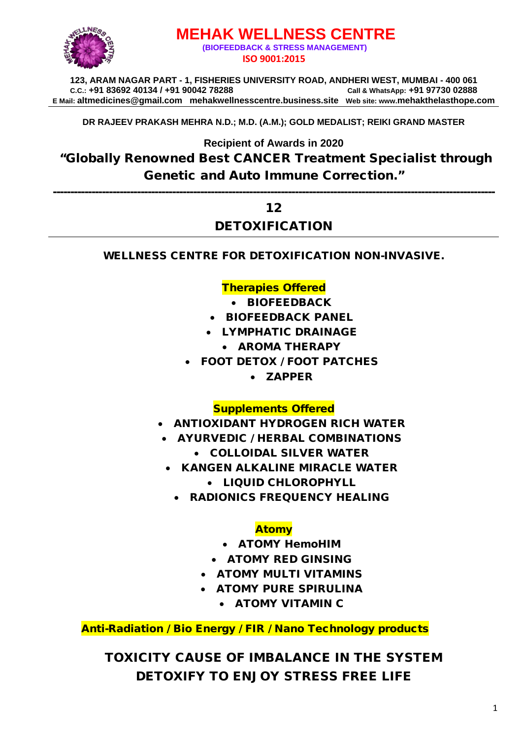# MEHAK WELLNESS CENTRE

**(BIOFEEDBACK & STRESS MANAGEMENT)**

**ISO 9001:2015**

**123, ARAM NAGAR PART - 1, FISHERIES UNIVERSITY ROAD, ANDHERI WEST, MUMBAI - 400 061**
**C.C.: +91 83692 40134 / +91 90042 78288** **Call & WhatsApp: +91 97730 02888**
**E Mail: altmedicines@gmail.com mehakwellnesscentre.business.site Web site: www.mehakthelasthope.com**

**DR RAJEEV PRAKASH MEHRA N.D.; M.D. (A.M.); GOLD MEDALIST; REIKI GRAND MASTER**

**Recipient of Awards in 2020**

## "Globally Renowned Best CANCER Treatment Specialist through Genetic and Auto Immune Correction."

---

## 12

## DETOXIFICATION

---

**WELLNESS CENTRE FOR DETOXIFICATION NON-INVASIVE.**

### Therapies Offered

- BIOFEEDBACK
- BIOFEEDBACK PANEL
- LYMPHATIC DRAINAGE
- AROMA THERAPY
- FOOT DETOX / FOOT PATCHES
- ZAPPER

### Supplements Offered

- ANTIOXIDANT HYDROGEN RICH WATER
- AYURVEDIC / HERBAL COMBINATIONS
- COLLOIDAL SILVER WATER
- KANGEN ALKALINE MIRACLE WATER
- LIQUID CHLOROPHYLL
- RADIONICS FREQUENCY HEALING

### Atomy

- ATOMY HemoHIM
- ATOMY RED GINSING
- ATOMY MULTI VITAMINS
- ATOMY PURE SPIRULINA
- ATOMY VITAMIN C

**Anti-Radiation / Bio Energy / FIR / Nano Technology products**

## TOXICITY CAUSE OF IMBALANCE IN THE SYSTEM
## DETOXIFY TO ENJOY STRESS FREE LIFE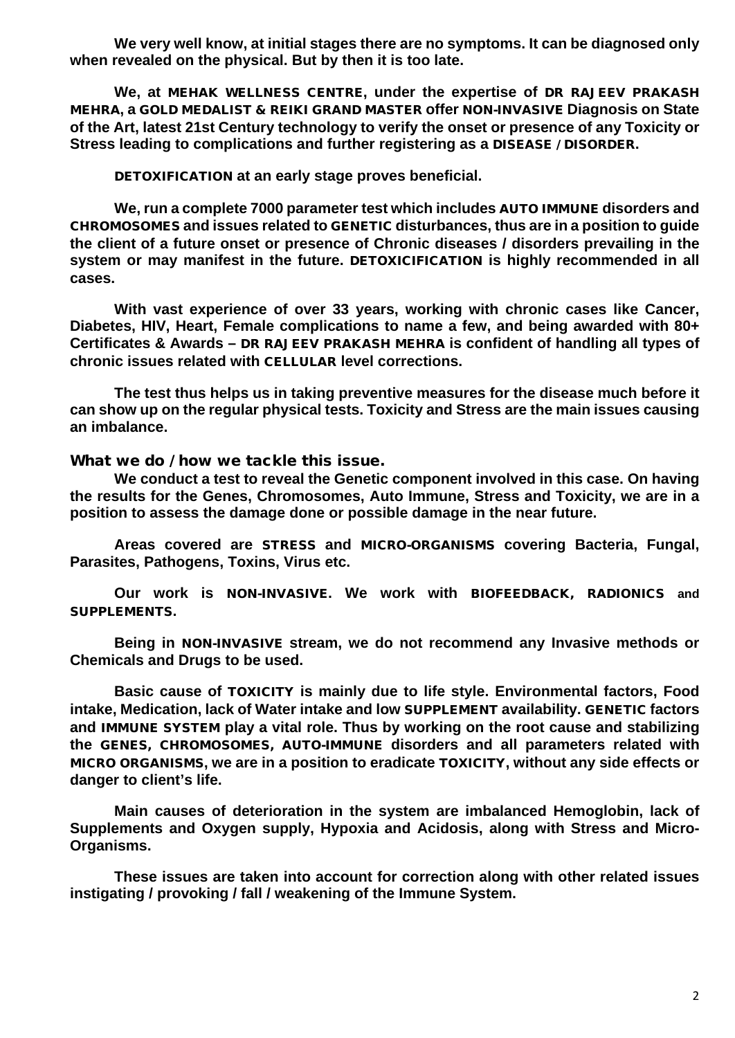**We very well know, at initial stages there are no symptoms. It can be diagnosed only when revealed on the physical. But by then it is too late.**

**We, at MEHAK WELLNESS CENTRE, under the expertise of DR RAJEEV PRAKASH MEHRA, a GOLD MEDALIST & REIKI GRAND MASTER offer NON-INVASIVE Diagnosis on State of the Art, latest 21st Century technology to verify the onset or presence of any Toxicity or Stress leading to complications and further registering as a DISEASE / DISORDER.**

**DETOXIFICATION at an early stage proves beneficial.**

**We, run a complete 7000 parameter test which includes AUTO IMMUNE disorders and CHROMOSOMES and issues related to GENETIC disturbances, thus are in a position to guide the client of a future onset or presence of Chronic diseases / disorders prevailing in the system or may manifest in the future. DETOXICIFICATION is highly recommended in all cases.**

**With vast experience of over 33 years, working with chronic cases like Cancer, Diabetes, HIV, Heart, Female complications to name a few, and being awarded with 80+ Certificates & Awards – DR RAJEEV PRAKASH MEHRA is confident of handling all types of chronic issues related with CELLULAR level corrections.**

**The test thus helps us in taking preventive measures for the disease much before it can show up on the regular physical tests. Toxicity and Stress are the main issues causing an imbalance.**

## What we do / how we tackle this issue.

**We conduct a test to reveal the Genetic component involved in this case. On having the results for the Genes, Chromosomes, Auto Immune, Stress and Toxicity, we are in a position to assess the damage done or possible damage in the near future.**

**Areas covered are STRESS and MICRO-ORGANISMS covering Bacteria, Fungal, Parasites, Pathogens, Toxins, Virus etc.**

**Our work is NON-INVASIVE. We work with BIOFEEDBACK, RADIONICS and SUPPLEMENTS.**

**Being in NON-INVASIVE stream, we do not recommend any Invasive methods or Chemicals and Drugs to be used.**

**Basic cause of TOXICITY is mainly due to life style. Environmental factors, Food intake, Medication, lack of Water intake and low SUPPLEMENT availability. GENETIC factors and IMMUNE SYSTEM play a vital role. Thus by working on the root cause and stabilizing the GENES, CHROMOSOMES, AUTO-IMMUNE disorders and all parameters related with MICRO ORGANISMS, we are in a position to eradicate TOXICITY, without any side effects or danger to client's life.**

**Main causes of deterioration in the system are imbalanced Hemoglobin, lack of Supplements and Oxygen supply, Hypoxia and Acidosis, along with Stress and Micro-Organisms.**

**These issues are taken into account for correction along with other related issues instigating / provoking / fall / weakening of the Immune System.**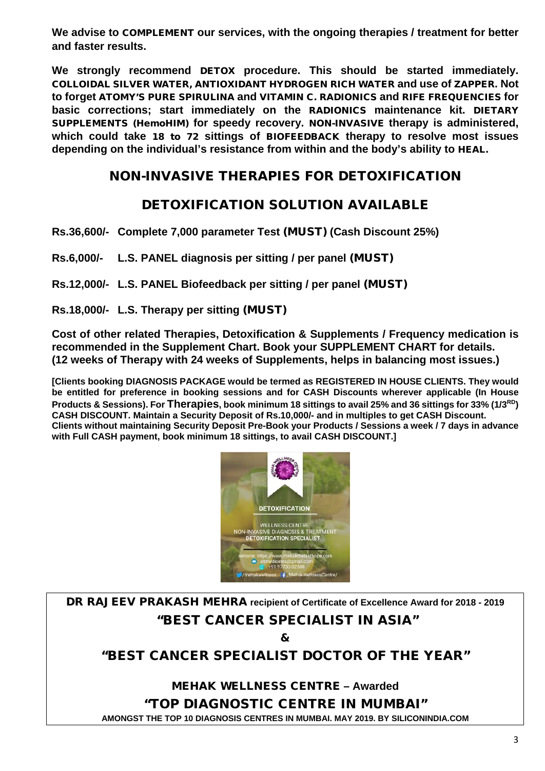**We advise to COMPLEMENT our services, with the ongoing therapies / treatment for better and faster results.**

**We strongly recommend DETOX procedure. This should be started immediately. COLLOIDAL SILVER WATER, ANTIOXIDANT HYDROGEN RICH WATER and use of ZAPPER. Not to forget ATOMY'S PURE SPIRULINA and VITAMIN C. RADIONICS and RIFE FREQUENCIES for basic corrections; start immediately on the RADIONICS maintenance kit. DIETARY SUPPLEMENTS (HemoHIM) for speedy recovery. NON-INVASIVE therapy is administered, which could take 18 to 72 sittings of BIOFEEDBACK therapy to resolve most issues depending on the individual's resistance from within and the body's ability to HEAL.**

## NON-INVASIVE THERAPIES FOR DETOXIFICATION

## DETOXIFICATION SOLUTION AVAILABLE

**Rs.36,600/- Complete 7,000 parameter Test (MUST) (Cash Discount 25%)**

**Rs.6,000/- L.S. PANEL diagnosis per sitting / per panel (MUST)**

**Rs.12,000/- L.S. PANEL Biofeedback per sitting / per panel (MUST)**

**Rs.18,000/- L.S. Therapy per sitting (MUST)**

**Cost of other related Therapies, Detoxification & Supplements / Frequency medication is recommended in the Supplement Chart. Book your SUPPLEMENT CHART for details. (12 weeks of Therapy with 24 weeks of Supplements, helps in balancing most issues.)**

**[Clients booking DIAGNOSIS PACKAGE would be termed as REGISTERED IN HOUSE CLIENTS. They would be entitled for preference in booking sessions and for CASH Discounts wherever applicable (In House Products & Sessions). For Therapies, book minimum 18 sittings to avail 25% and 36 sittings for 33% (1/3RD) CASH DISCOUNT. Maintain a Security Deposit of Rs.10,000/- and in multiples to get CASH Discount. Clients without maintaining Security Deposit Pre-Book your Products / Sessions a week / 7 days in advance with Full CASH payment, book minimum 18 sittings, to avail CASH DISCOUNT.]**

**DR RAJEEV PRAKASH MEHRA recipient of Certificate of Excellence Award for 2018 - 2019**

**"BEST CANCER SPECIALIST IN ASIA"**

**&**

**"BEST CANCER SPECIALIST DOCTOR OF THE YEAR"**

**MEHAK WELLNESS CENTRE – Awarded**

**"TOP DIAGNOSTIC CENTRE IN MUMBAI"**

**AMONGST THE TOP 10 DIAGNOSIS CENTRES IN MUMBAI. MAY 2019. BY SILICONINDIA.COM**